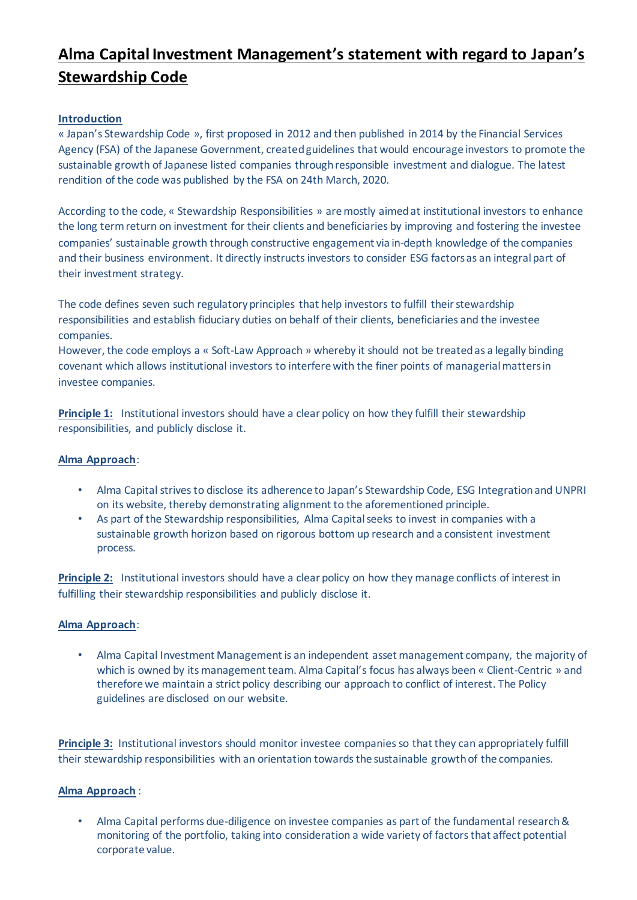# Alma Capital Investment Management's statement with regard to Japan's Stewardship Code

**Introduction**

« Japan's Stewardship Code », first proposed in 2012 and then published in 2014 by the Financial Services Agency (FSA) of the Japanese Government, created guidelines that would encourage investors to promote the sustainable growth of Japanese listed companies through responsible investment and dialogue. The latest rendition of the code was published by the FSA on 24th March, 2020.

According to the code, « Stewardship Responsibilities » are mostly aimed at institutional investors to enhance the long term return on investment for their clients and beneficiaries by improving and fostering the investee companies' sustainable growth through constructive engagement via in-depth knowledge of the companies and their business environment. It directly instructs investors to consider ESG factors as an integral part of their investment strategy.

The code defines seven such regulatory principles that help investors to fulfill their stewardship responsibilities and establish fiduciary duties on behalf of their clients, beneficiaries and the investee companies.
However, the code employs a « Soft-Law Approach » whereby it should not be treated as a legally binding covenant which allows institutional investors to interfere with the finer points of managerial matters in investee companies.

**Principle 1:** Institutional investors should have a clear policy on how they fulfill their stewardship responsibilities, and publicly disclose it.

**Alma Approach**:

- Alma Capital strives to disclose its adherence to Japan's Stewardship Code, ESG Integration and UNPRI on its website, thereby demonstrating alignment to the aforementioned principle.
- As part of the Stewardship responsibilities, Alma Capital seeks to invest in companies with a sustainable growth horizon based on rigorous bottom up research and a consistent investment process.

**Principle 2:** Institutional investors should have a clear policy on how they manage conflicts of interest in fulfilling their stewardship responsibilities and publicly disclose it.

**Alma Approach**:

- Alma Capital Investment Management is an independent asset management company, the majority of which is owned by its management team. Alma Capital's focus has always been « Client-Centric » and therefore we maintain a strict policy describing our approach to conflict of interest. The Policy guidelines are disclosed on our website.

**Principle 3:** Institutional investors should monitor investee companies so that they can appropriately fulfill their stewardship responsibilities with an orientation towards the sustainable growth of the companies.

**Alma Approach** :

- Alma Capital performs due-diligence on investee companies as part of the fundamental research & monitoring of the portfolio, taking into consideration a wide variety of factors that affect potential corporate value.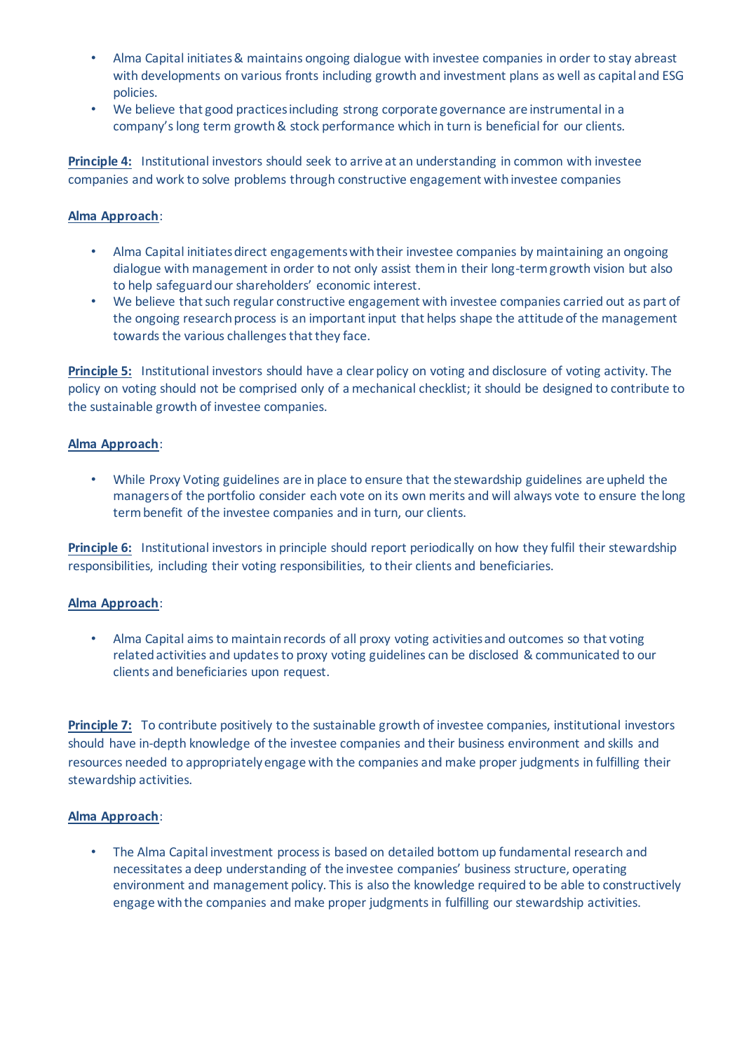- Alma Capital initiates & maintains ongoing dialogue with investee companies in order to stay abreast with developments on various fronts including growth and investment plans as well as capital and ESG policies.
- We believe that good practices including strong corporate governance are instrumental in a company's long term growth & stock performance which in turn is beneficial for our clients.

**Principle 4:** Institutional investors should seek to arrive at an understanding in common with investee companies and work to solve problems through constructive engagement with investee companies

**Alma Approach**:

- Alma Capital initiates direct engagements with their investee companies by maintaining an ongoing dialogue with management in order to not only assist them in their long-term growth vision but also to help safeguard our shareholders' economic interest.
- We believe that such regular constructive engagement with investee companies carried out as part of the ongoing research process is an important input that helps shape the attitude of the management towards the various challenges that they face.

**Principle 5:** Institutional investors should have a clear policy on voting and disclosure of voting activity. The policy on voting should not be comprised only of a mechanical checklist; it should be designed to contribute to the sustainable growth of investee companies.

**Alma Approach**:

- While Proxy Voting guidelines are in place to ensure that the stewardship guidelines are upheld the managers of the portfolio consider each vote on its own merits and will always vote to ensure the long term benefit of the investee companies and in turn, our clients.

**Principle 6:** Institutional investors in principle should report periodically on how they fulfil their stewardship responsibilities, including their voting responsibilities, to their clients and beneficiaries.

**Alma Approach**:

- Alma Capital aims to maintain records of all proxy voting activities and outcomes so that voting related activities and updates to proxy voting guidelines can be disclosed & communicated to our clients and beneficiaries upon request.

**Principle 7:** To contribute positively to the sustainable growth of investee companies, institutional investors should have in-depth knowledge of the investee companies and their business environment and skills and resources needed to appropriately engage with the companies and make proper judgments in fulfilling their stewardship activities.

**Alma Approach**:

- The Alma Capital investment process is based on detailed bottom up fundamental research and necessitates a deep understanding of the investee companies' business structure, operating environment and management policy. This is also the knowledge required to be able to constructively engage with the companies and make proper judgments in fulfilling our stewardship activities.